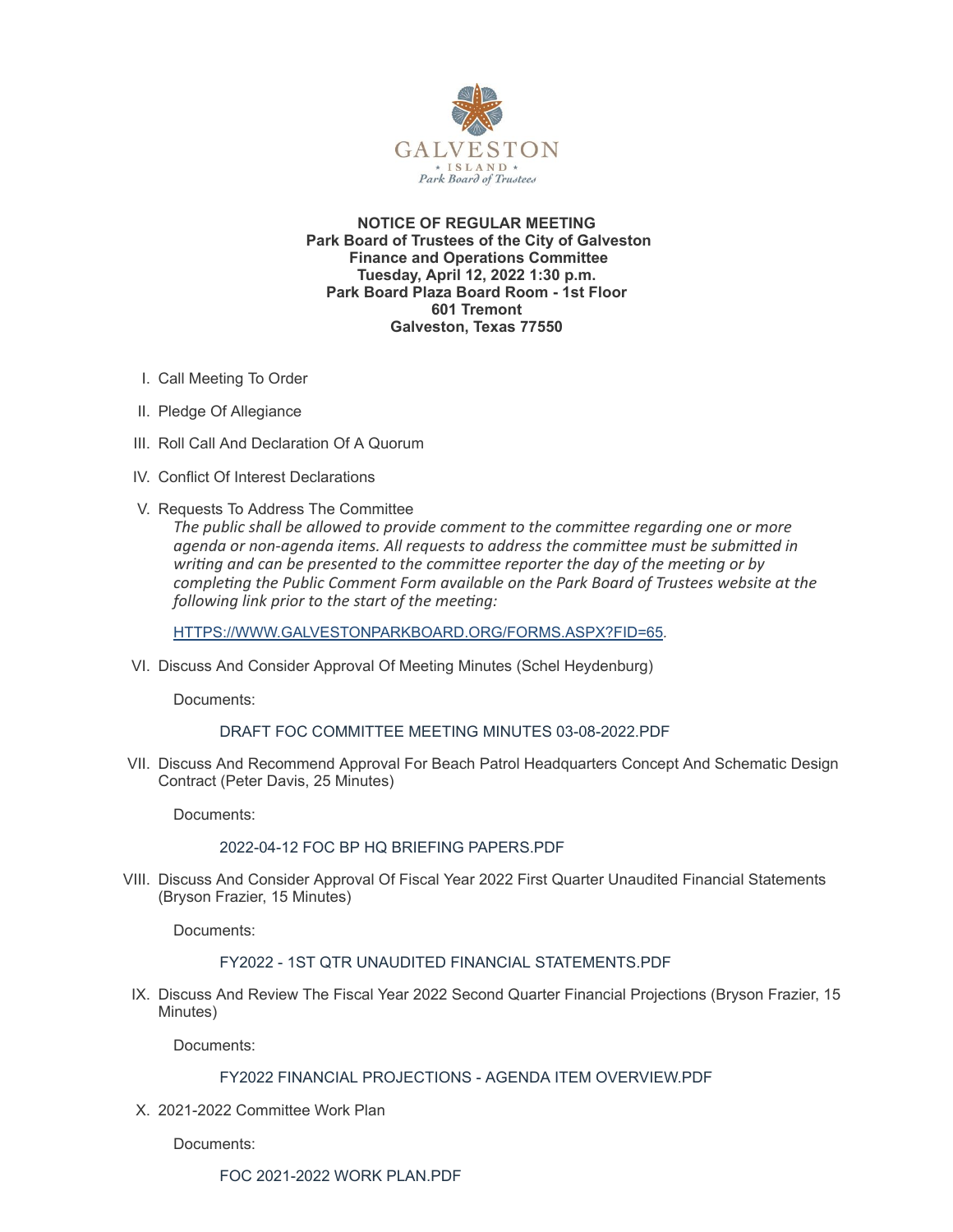**NOTICE OF REGULAR MEETING**
**Park Board of Trustees of the City of Galveston**
**Finance and Operations Committee**
**Tuesday, April 12, 2022 1:30 p.m.**
**Park Board Plaza Board Room - 1st Floor**
**601 Tremont**
**Galveston, Texas 77550**

I. Call Meeting To Order

II. Pledge Of Allegiance

III. Roll Call And Declaration Of A Quorum

IV. Conflict Of Interest Declarations

V. Requests To Address The Committee

   *The public shall be allowed to provide comment to the committee regarding one or more agenda or non-agenda items. All requests to address the committee must be submitted in writing and can be presented to the committee reporter the day of the meeting or by completing the Public Comment Form available on the Park Board of Trustees website at the following link prior to the start of the meeting:*

   HTTPS://WWW.GALVESTONPARKBOARD.ORG/FORMS.ASPX?FID=65.

VI. Discuss And Consider Approval Of Meeting Minutes (Schel Heydenburg)

   Documents:

   DRAFT FOC COMMITTEE MEETING MINUTES 03-08-2022.PDF

VII. Discuss And Recommend Approval For Beach Patrol Headquarters Concept And Schematic Design Contract (Peter Davis, 25 Minutes)

   Documents:

   2022-04-12 FOC BP HQ BRIEFING PAPERS.PDF

VIII. Discuss And Consider Approval Of Fiscal Year 2022 First Quarter Unaudited Financial Statements (Bryson Frazier, 15 Minutes)

   Documents:

   FY2022 - 1ST QTR UNAUDITED FINANCIAL STATEMENTS.PDF

IX. Discuss And Review The Fiscal Year 2022 Second Quarter Financial Projections (Bryson Frazier, 15 Minutes)

   Documents:

   FY2022 FINANCIAL PROJECTIONS - AGENDA ITEM OVERVIEW.PDF

X. 2021-2022 Committee Work Plan

   Documents:

   FOC 2021-2022 WORK PLAN.PDF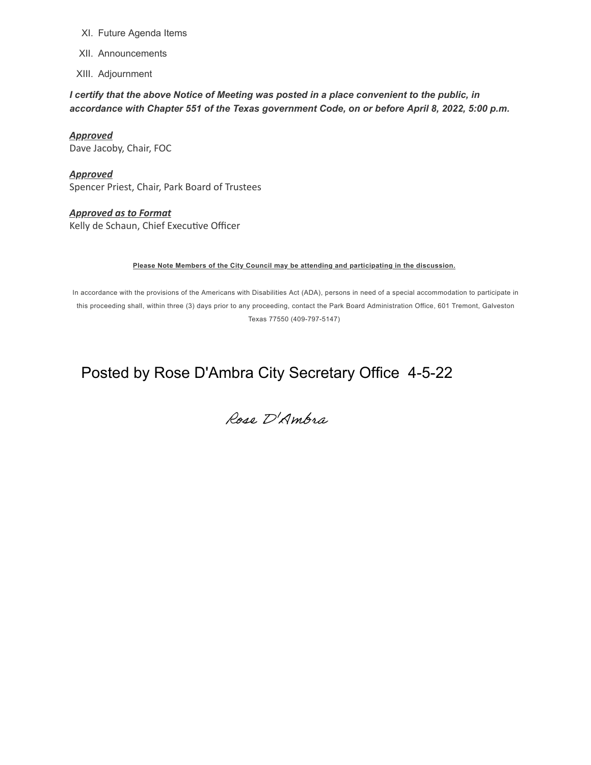XI. Future Agenda Items

XII. Announcements

XIII. Adjournment

***I certify that the above Notice of Meeting was posted in a place convenient to the public, in accordance with Chapter 551 of the Texas government Code, on or before April 8, 2022, 5:00 p.m.***

***Approved***
Dave Jacoby, Chair, FOC

***Approved***
Spencer Priest, Chair, Park Board of Trustees

***Approved as to Format***
Kelly de Schaun, Chief Executive Officer

**Please Note Members of the City Council may be attending and participating in the discussion.**

In accordance with the provisions of the Americans with Disabilities Act (ADA), persons in need of a special accommodation to participate in this proceeding shall, within three (3) days prior to any proceeding, contact the Park Board Administration Office, 601 Tremont, Galveston Texas 77550 (409-797-5147)

Posted by Rose D'Ambra City Secretary Office 4-5-22

Rose D'Ambra